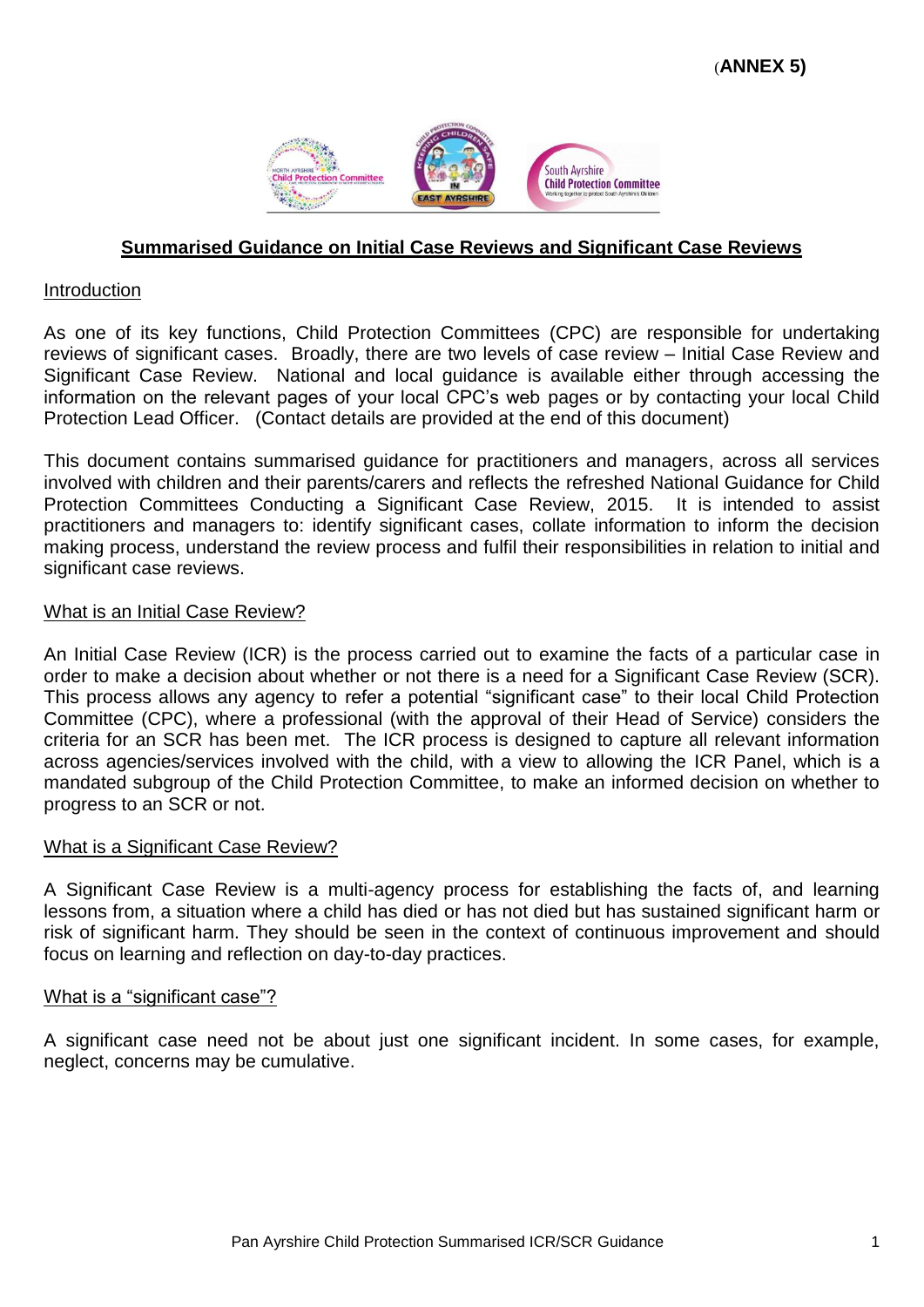(**ANNEX 5)**

## **Summarised Guidance on Initial Case Reviews and Significant Case Reviews**

### Introduction

As one of its key functions, Child Protection Committees (CPC) are responsible for undertaking reviews of significant cases. Broadly, there are two levels of case review – Initial Case Review and Significant Case Review. National and local guidance is available either through accessing the information on the relevant pages of your local CPC's web pages or by contacting your local Child Protection Lead Officer. (Contact details are provided at the end of this document)

This document contains summarised guidance for practitioners and managers, across all services involved with children and their parents/carers and reflects the refreshed National Guidance for Child Protection Committees Conducting a Significant Case Review, 2015. It is intended to assist practitioners and managers to: identify significant cases, collate information to inform the decision making process, understand the review process and fulfil their responsibilities in relation to initial and significant case reviews.

### What is an Initial Case Review?

An Initial Case Review (ICR) is the process carried out to examine the facts of a particular case in order to make a decision about whether or not there is a need for a Significant Case Review (SCR). This process allows any agency to refer a potential "significant case" to their local Child Protection Committee (CPC), where a professional (with the approval of their Head of Service) considers the criteria for an SCR has been met. The ICR process is designed to capture all relevant information across agencies/services involved with the child, with a view to allowing the ICR Panel, which is a mandated subgroup of the Child Protection Committee, to make an informed decision on whether to progress to an SCR or not.

### What is a Significant Case Review?

A Significant Case Review is a multi-agency process for establishing the facts of, and learning lessons from, a situation where a child has died or has not died but has sustained significant harm or risk of significant harm. They should be seen in the context of continuous improvement and should focus on learning and reflection on day-to-day practices.

### What is a "significant case"?

A significant case need not be about just one significant incident. In some cases, for example, neglect, concerns may be cumulative.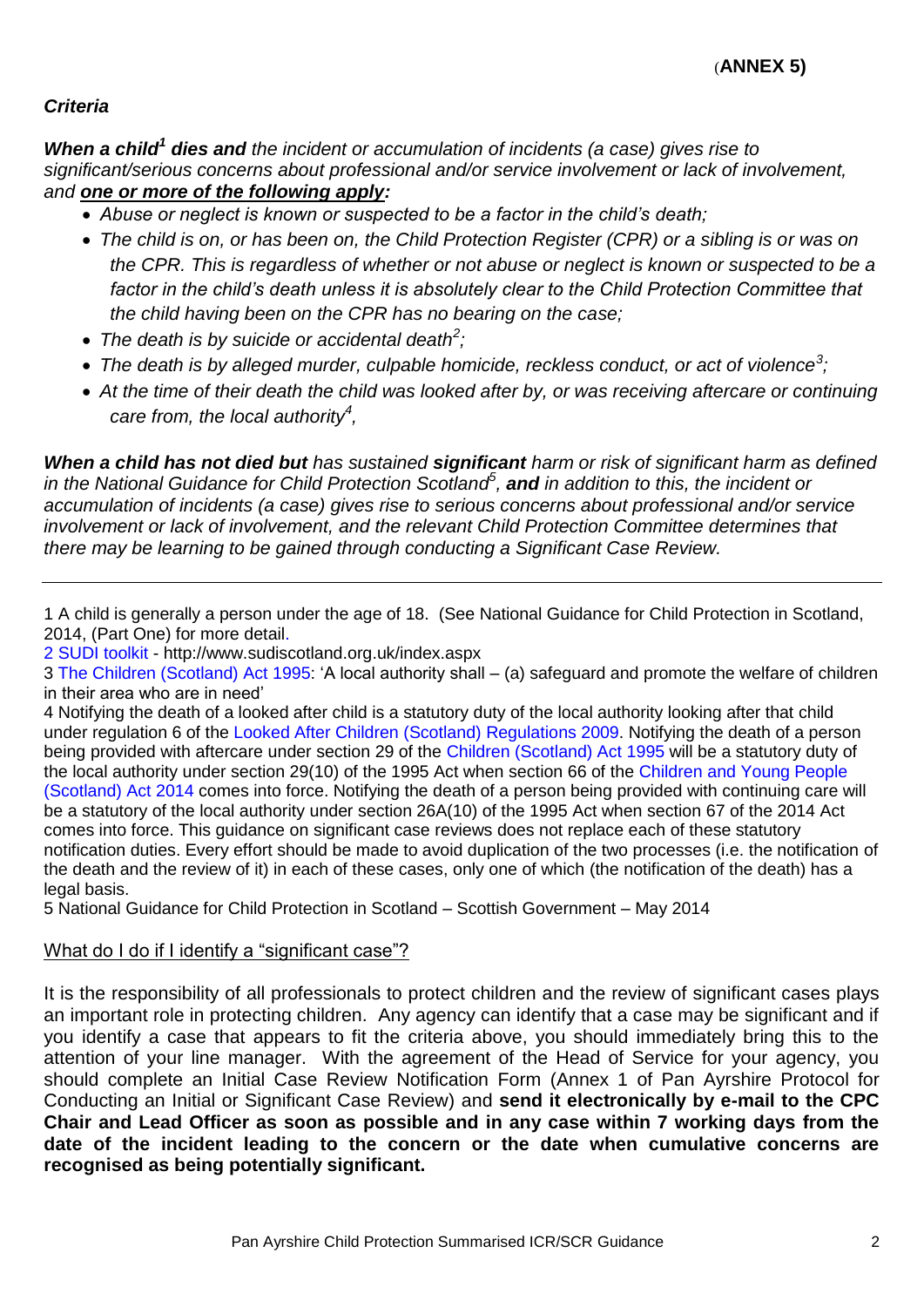(**ANNEX 5)**

***Criteria***

***When a child[1] dies and** the incident or accumulation of incidents (a case) gives rise to significant/serious concerns about professional and/or service involvement or lack of involvement, and **<u>one or more of the following apply</u>:***

- *Abuse or neglect is known or suspected to be a factor in the child's death;*
- *The child is on, or has been on, the Child Protection Register (CPR) or a sibling is or was on the CPR. This is regardless of whether or not abuse or neglect is known or suspected to be a factor in the child's death unless it is absolutely clear to the Child Protection Committee that the child having been on the CPR has no bearing on the case;*
- *The death is by suicide or accidental death[2];*
- *The death is by alleged murder, culpable homicide, reckless conduct, or act of violence[3];*
- *At the time of their death the child was looked after by, or was receiving aftercare or continuing care from, the local authority[4],*

***When a child has not died but** has sustained **significant** harm or risk of significant harm as defined in the National Guidance for Child Protection Scotland[5], **and** in addition to this, the incident or accumulation of incidents (a case) gives rise to serious concerns about professional and/or service involvement or lack of involvement, and the relevant Child Protection Committee determines that there may be learning to be gained through conducting a Significant Case Review.*

---

1 A child is generally a person under the age of 18. (See National Guidance for Child Protection in Scotland, 2014, (Part One) for more detail.

2 SUDI toolkit - http://www.sudiscotland.org.uk/index.aspx

3 The Children (Scotland) Act 1995: 'A local authority shall – (a) safeguard and promote the welfare of children in their area who are in need'

4 Notifying the death of a looked after child is a statutory duty of the local authority looking after that child under regulation 6 of the Looked After Children (Scotland) Regulations 2009. Notifying the death of a person being provided with aftercare under section 29 of the Children (Scotland) Act 1995 will be a statutory duty of the local authority under section 29(10) of the 1995 Act when section 66 of the Children and Young People (Scotland) Act 2014 comes into force. Notifying the death of a person being provided with continuing care will be a statutory of the local authority under section 26A(10) of the 1995 Act when section 67 of the 2014 Act comes into force. This guidance on significant case reviews does not replace each of these statutory notification duties. Every effort should be made to avoid duplication of the two processes (i.e. the notification of the death and the review of it) in each of these cases, only one of which (the notification of the death) has a legal basis.

5 National Guidance for Child Protection in Scotland – Scottish Government – May 2014

<u>What do I do if I identify a "significant case"?</u>

It is the responsibility of all professionals to protect children and the review of significant cases plays an important role in protecting children. Any agency can identify that a case may be significant and if you identify a case that appears to fit the criteria above, you should immediately bring this to the attention of your line manager. With the agreement of the Head of Service for your agency, you should complete an Initial Case Review Notification Form (Annex 1 of Pan Ayrshire Protocol for Conducting an Initial or Significant Case Review) and **send it electronically by e-mail to the CPC Chair and Lead Officer as soon as possible and in any case within 7 working days from the date of the incident leading to the concern or the date when cumulative concerns are recognised as being potentially significant.**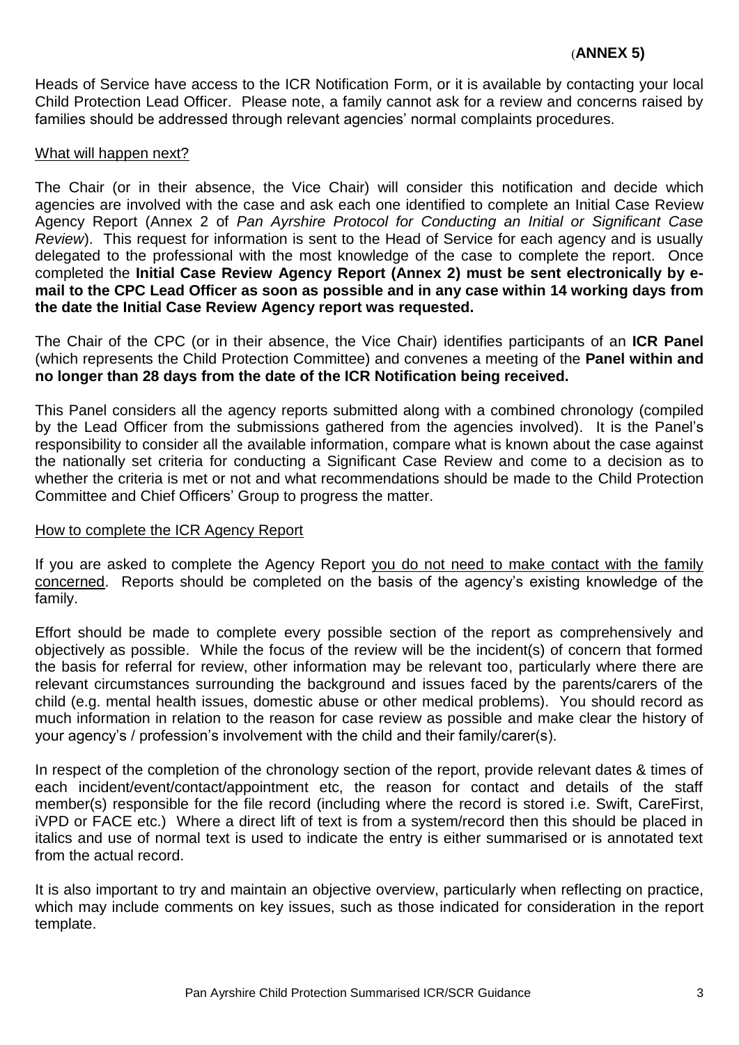(**ANNEX 5)**

Heads of Service have access to the ICR Notification Form, or it is available by contacting your local Child Protection Lead Officer. Please note, a family cannot ask for a review and concerns raised by families should be addressed through relevant agencies' normal complaints procedures.

## What will happen next?

The Chair (or in their absence, the Vice Chair) will consider this notification and decide which agencies are involved with the case and ask each one identified to complete an Initial Case Review Agency Report (Annex 2 of *Pan Ayrshire Protocol for Conducting an Initial or Significant Case Review*). This request for information is sent to the Head of Service for each agency and is usually delegated to the professional with the most knowledge of the case to complete the report. Once completed the **Initial Case Review Agency Report (Annex 2) must be sent electronically by e-mail to the CPC Lead Officer as soon as possible and in any case within 14 working days from the date the Initial Case Review Agency report was requested.**

The Chair of the CPC (or in their absence, the Vice Chair) identifies participants of an **ICR Panel** (which represents the Child Protection Committee) and convenes a meeting of the **Panel within and no longer than 28 days from the date of the ICR Notification being received.**

This Panel considers all the agency reports submitted along with a combined chronology (compiled by the Lead Officer from the submissions gathered from the agencies involved). It is the Panel's responsibility to consider all the available information, compare what is known about the case against the nationally set criteria for conducting a Significant Case Review and come to a decision as to whether the criteria is met or not and what recommendations should be made to the Child Protection Committee and Chief Officers' Group to progress the matter.

## How to complete the ICR Agency Report

If you are asked to complete the Agency Report you do not need to make contact with the family concerned. Reports should be completed on the basis of the agency's existing knowledge of the family.

Effort should be made to complete every possible section of the report as comprehensively and objectively as possible. While the focus of the review will be the incident(s) of concern that formed the basis for referral for review, other information may be relevant too, particularly where there are relevant circumstances surrounding the background and issues faced by the parents/carers of the child (e.g. mental health issues, domestic abuse or other medical problems). You should record as much information in relation to the reason for case review as possible and make clear the history of your agency's / profession's involvement with the child and their family/carer(s).

In respect of the completion of the chronology section of the report, provide relevant dates & times of each incident/event/contact/appointment etc, the reason for contact and details of the staff member(s) responsible for the file record (including where the record is stored i.e. Swift, CareFirst, iVPD or FACE etc.) Where a direct lift of text is from a system/record then this should be placed in italics and use of normal text is used to indicate the entry is either summarised or is annotated text from the actual record.

It is also important to try and maintain an objective overview, particularly when reflecting on practice, which may include comments on key issues, such as those indicated for consideration in the report template.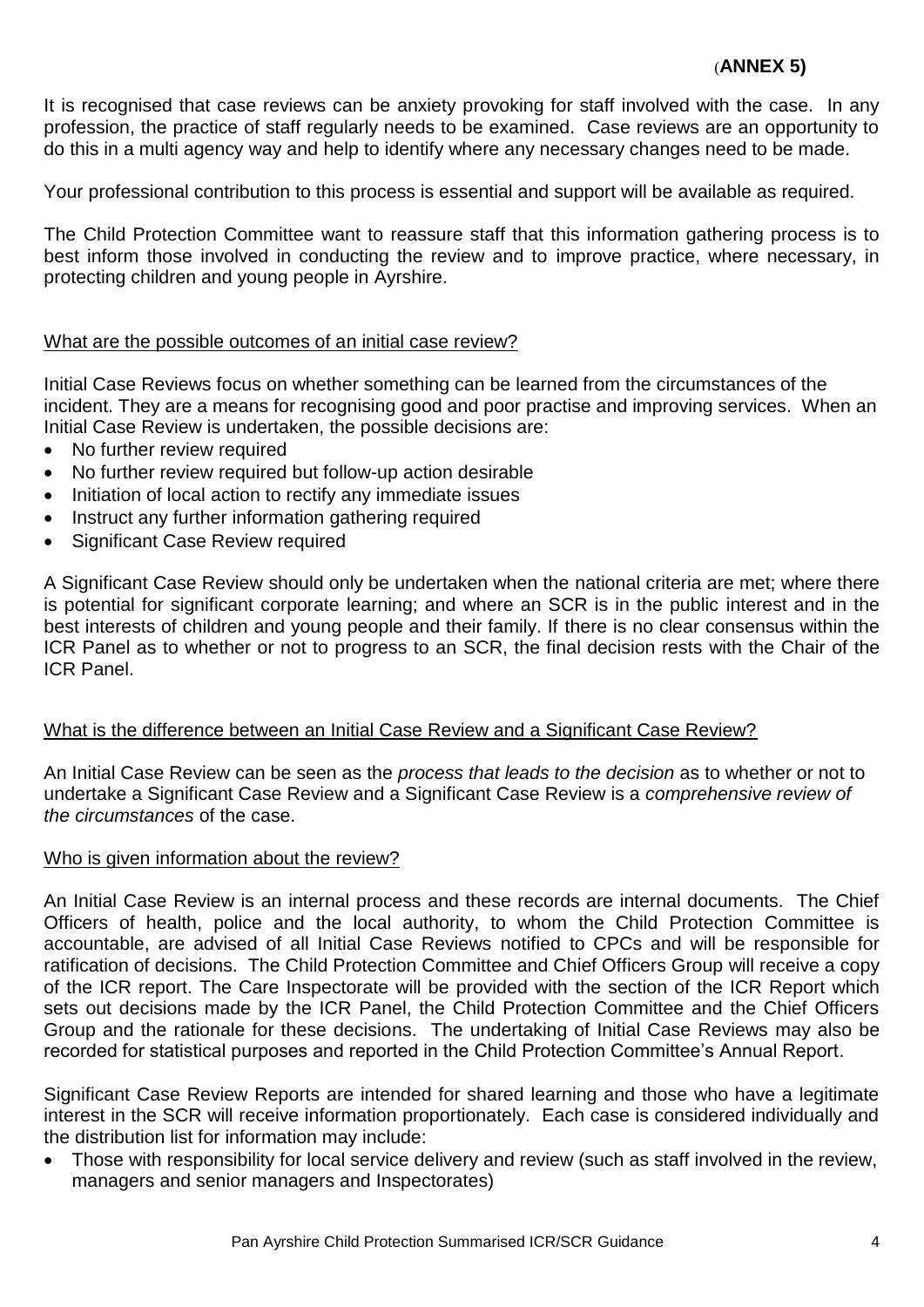**(ANNEX 5)**

It is recognised that case reviews can be anxiety provoking for staff involved with the case. In any profession, the practice of staff regularly needs to be examined. Case reviews are an opportunity to do this in a multi agency way and help to identify where any necessary changes need to be made.

Your professional contribution to this process is essential and support will be available as required.

The Child Protection Committee want to reassure staff that this information gathering process is to best inform those involved in conducting the review and to improve practice, where necessary, in protecting children and young people in Ayrshire.

## What are the possible outcomes of an initial case review?

Initial Case Reviews focus on whether something can be learned from the circumstances of the incident. They are a means for recognising good and poor practise and improving services. When an Initial Case Review is undertaken, the possible decisions are:

- No further review required
- No further review required but follow-up action desirable
- Initiation of local action to rectify any immediate issues
- Instruct any further information gathering required
- Significant Case Review required

A Significant Case Review should only be undertaken when the national criteria are met; where there is potential for significant corporate learning; and where an SCR is in the public interest and in the best interests of children and young people and their family. If there is no clear consensus within the ICR Panel as to whether or not to progress to an SCR, the final decision rests with the Chair of the ICR Panel.

## What is the difference between an Initial Case Review and a Significant Case Review?

An Initial Case Review can be seen as the *process that leads to the decision* as to whether or not to undertake a Significant Case Review and a Significant Case Review is a *comprehensive review of the circumstances* of the case.

## Who is given information about the review?

An Initial Case Review is an internal process and these records are internal documents. The Chief Officers of health, police and the local authority, to whom the Child Protection Committee is accountable, are advised of all Initial Case Reviews notified to CPCs and will be responsible for ratification of decisions. The Child Protection Committee and Chief Officers Group will receive a copy of the ICR report. The Care Inspectorate will be provided with the section of the ICR Report which sets out decisions made by the ICR Panel, the Child Protection Committee and the Chief Officers Group and the rationale for these decisions. The undertaking of Initial Case Reviews may also be recorded for statistical purposes and reported in the Child Protection Committee's Annual Report.

Significant Case Review Reports are intended for shared learning and those who have a legitimate interest in the SCR will receive information proportionately. Each case is considered individually and the distribution list for information may include:

- Those with responsibility for local service delivery and review (such as staff involved in the review, managers and senior managers and Inspectorates)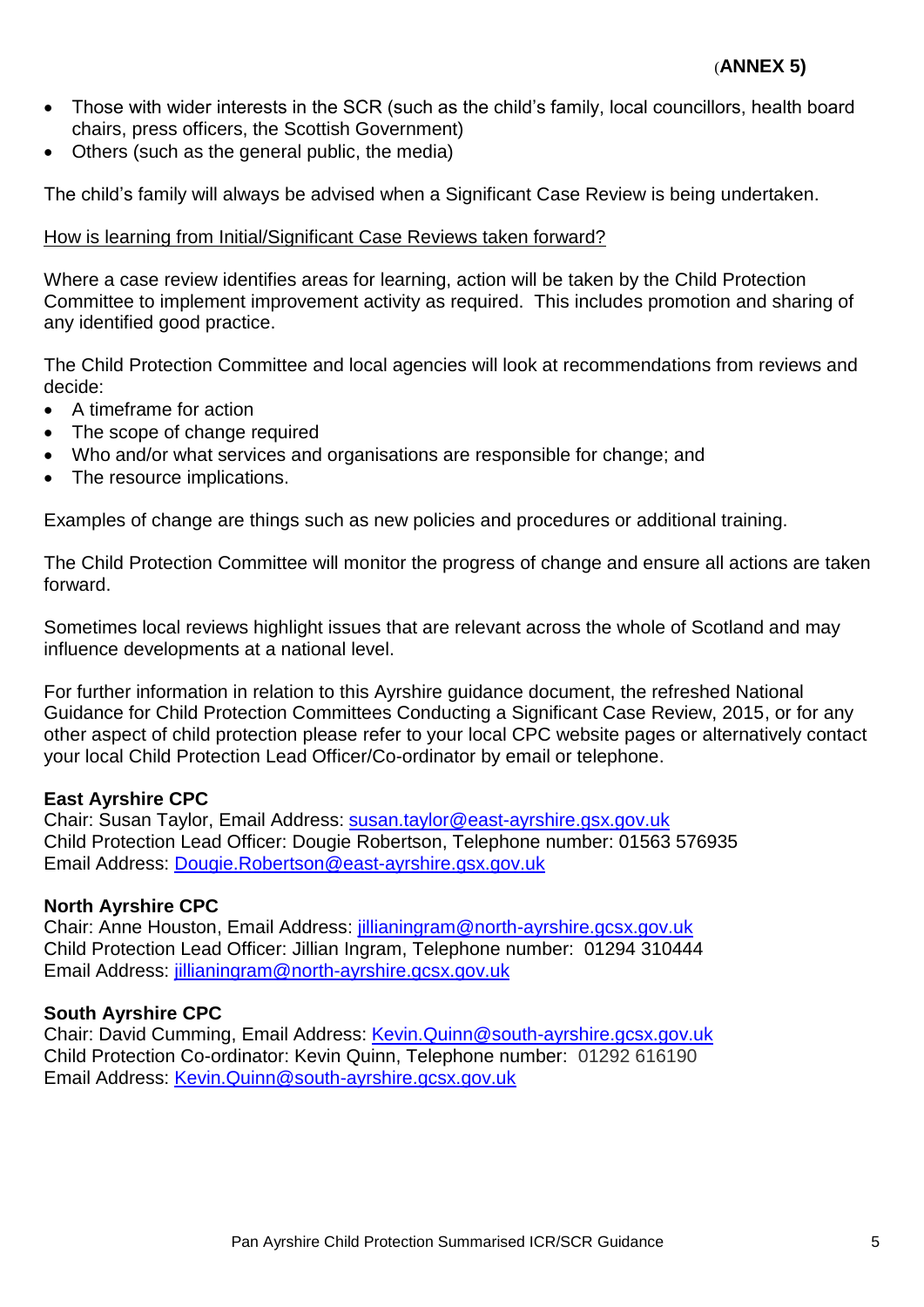(**ANNEX 5)**

- Those with wider interests in the SCR (such as the child's family, local councillors, health board chairs, press officers, the Scottish Government)
- Others (such as the general public, the media)

The child's family will always be advised when a Significant Case Review is being undertaken.

How is learning from Initial/Significant Case Reviews taken forward?

Where a case review identifies areas for learning, action will be taken by the Child Protection Committee to implement improvement activity as required. This includes promotion and sharing of any identified good practice.

The Child Protection Committee and local agencies will look at recommendations from reviews and decide:

- A timeframe for action
- The scope of change required
- Who and/or what services and organisations are responsible for change; and
- The resource implications.

Examples of change are things such as new policies and procedures or additional training.

The Child Protection Committee will monitor the progress of change and ensure all actions are taken forward.

Sometimes local reviews highlight issues that are relevant across the whole of Scotland and may influence developments at a national level.

For further information in relation to this Ayrshire guidance document, the refreshed National Guidance for Child Protection Committees Conducting a Significant Case Review, 2015, or for any other aspect of child protection please refer to your local CPC website pages or alternatively contact your local Child Protection Lead Officer/Co-ordinator by email or telephone.

**East Ayrshire CPC**
Chair: Susan Taylor, Email Address: susan.taylor@east-ayrshire.gsx.gov.uk
Child Protection Lead Officer: Dougie Robertson, Telephone number: 01563 576935
Email Address: Dougie.Robertson@east-ayrshire.gsx.gov.uk

**North Ayrshire CPC**
Chair: Anne Houston, Email Address: jillianingram@north-ayrshire.gcsx.gov.uk
Child Protection Lead Officer: Jillian Ingram, Telephone number: 01294 310444
Email Address: jillianingram@north-ayrshire.gcsx.gov.uk

**South Ayrshire CPC**
Chair: David Cumming, Email Address: Kevin.Quinn@south-ayrshire.gcsx.gov.uk
Child Protection Co-ordinator: Kevin Quinn, Telephone number: 01292 616190
Email Address: Kevin.Quinn@south-ayrshire.gcsx.gov.uk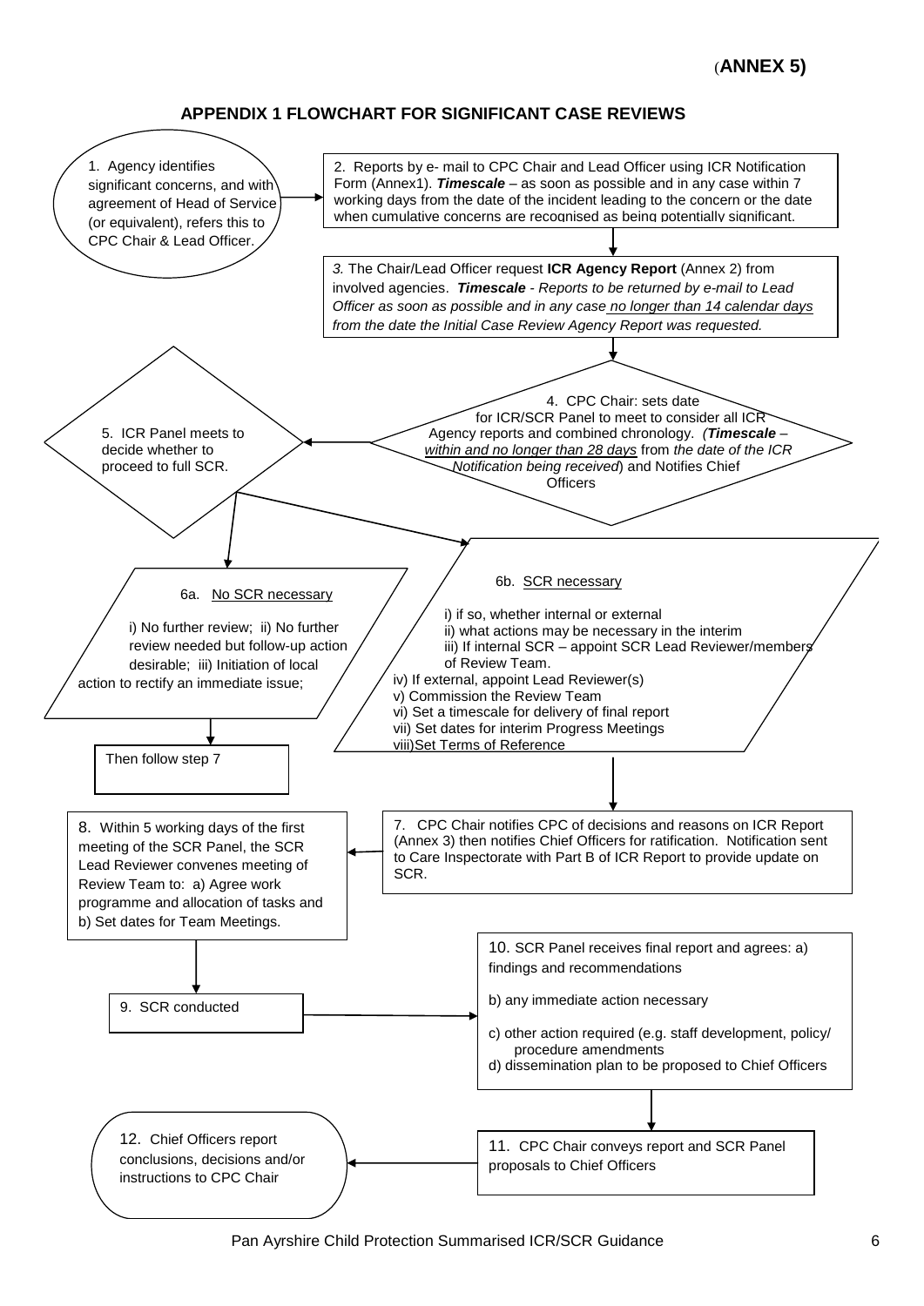(**ANNEX 5)**

## APPENDIX 1 FLOWCHART FOR SIGNIFICANT CASE REVIEWS

1. Agency identifies significant concerns, and with agreement of Head of Service (or equivalent), refers this to CPC Chair & Lead Officer.

2. Reports by e- mail to CPC Chair and Lead Officer using ICR Notification Form (Annex1). ***Timescale*** – as soon as possible and in any case within 7 working days from the date of the incident leading to the concern or the date when cumulative concerns are recognised as being potentially significant.

*3.* The Chair/Lead Officer request **ICR Agency Report** (Annex 2) from involved agencies. ***Timescale*** *- Reports to be returned by e-mail to Lead Officer as soon as possible and in any case no longer than 14 calendar days from the date the Initial Case Review Agency Report was requested.*

4. CPC Chair: sets date for ICR/SCR Panel to meet to consider all ICR Agency reports and combined chronology. (***Timescale*** *– within and no longer than 28 days from the date of the ICR Notification being received*) and Notifies Chief Officers

5. ICR Panel meets to decide whether to proceed to full SCR.

6a. No SCR necessary

i) No further review; ii) No further review needed but follow-up action desirable; iii) Initiation of local action to rectify an immediate issue;

Then follow step 7

6b. SCR necessary

i) if so, whether internal or external
ii) what actions may be necessary in the interim
iii) If internal SCR – appoint SCR Lead Reviewer/members of Review Team.
iv) If external, appoint Lead Reviewer(s)
v) Commission the Review Team
vi) Set a timescale for delivery of final report
vii) Set dates for interim Progress Meetings
viii)Set Terms of Reference

7. CPC Chair notifies CPC of decisions and reasons on ICR Report (Annex 3) then notifies Chief Officers for ratification. Notification sent to Care Inspectorate with Part B of ICR Report to provide update on SCR.

8. Within 5 working days of the first meeting of the SCR Panel, the SCR Lead Reviewer convenes meeting of Review Team to: a) Agree work programme and allocation of tasks and b) Set dates for Team Meetings.

9. SCR conducted

10. SCR Panel receives final report and agrees: a) findings and recommendations

b) any immediate action necessary

c) other action required (e.g. staff development, policy/ procedure amendments

d) dissemination plan to be proposed to Chief Officers

11. CPC Chair conveys report and SCR Panel proposals to Chief Officers

12. Chief Officers report conclusions, decisions and/or instructions to CPC Chair